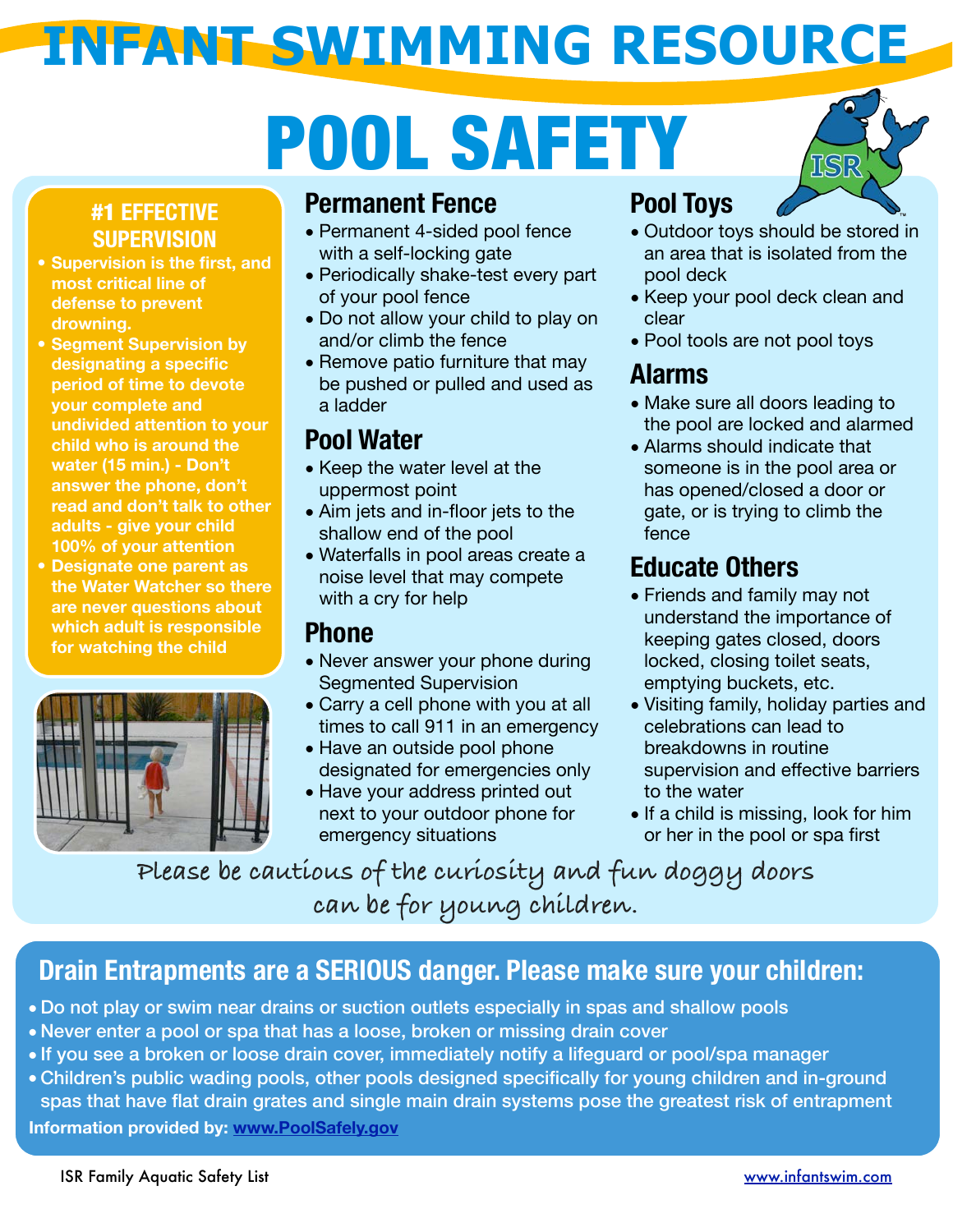# INFANT SWIMMING RESOURCE

# POOL SAFETY

## #1 EFFECTIVE SUPERVISION

- Supervision is the first, and most critical line of defense to prevent drowning.
- Segment Supervision by designating a specific period of time to devote your complete and undivided attention to your child who is around the water (15 min.) - Don't answer the phone, don't read and don't talk to other adults - give your child 100% of your attention
- Designate one parent as the Water Watcher so there are never questions about which adult is responsible for watching the child

## Permanent Fence

- Permanent 4-sided pool fence with a self-locking gate
- Periodically shake-test every part of your pool fence
- Do not allow your child to play on and/or climb the fence
- Remove patio furniture that may be pushed or pulled and used as a ladder

## Pool Water

- Keep the water level at the uppermost point
- Aim jets and in-floor jets to the shallow end of the pool
- Waterfalls in pool areas create a noise level that may compete with a cry for help

## Phone

- Never answer your phone during Segmented Supervision
- Carry a cell phone with you at all times to call 911 in an emergency
- Have an outside pool phone designated for emergencies only
- Have your address printed out next to your outdoor phone for emergency situations

## Pool Toys

- Outdoor toys should be stored in an area that is isolated from the pool deck
- Keep your pool deck clean and clear
- Pool tools are not pool toys

## Alarms

- Make sure all doors leading to the pool are locked and alarmed
- Alarms should indicate that someone is in the pool area or has opened/closed a door or gate, or is trying to climb the fence

## Educate Others

- Friends and family may not understand the importance of keeping gates closed, doors locked, closing toilet seats, emptying buckets, etc.
- Visiting family, holiday parties and celebrations can lead to breakdowns in routine supervision and effective barriers to the water
- If a child is missing, look for him or her in the pool or spa first

*Please be cautious of the curiosity and fun doggy doors can be for young children.*

## Drain Entrapments are a SERIOUS danger. Please make sure your children:

- Do not play or swim near drains or suction outlets especially in spas and shallow pools
- Never enter a pool or spa that has a loose, broken or missing drain cover
- If you see a broken or loose drain cover, immediately notify a lifeguard or pool/spa manager
- Children's public wading pools, other pools designed specifically for young children and in-ground spas that have flat drain grates and single main drain systems pose the greatest risk of entrapment

**Information provided by: www.PoolSafely.gov**

ISR Family Aquatic Safety List — www.infantswim.com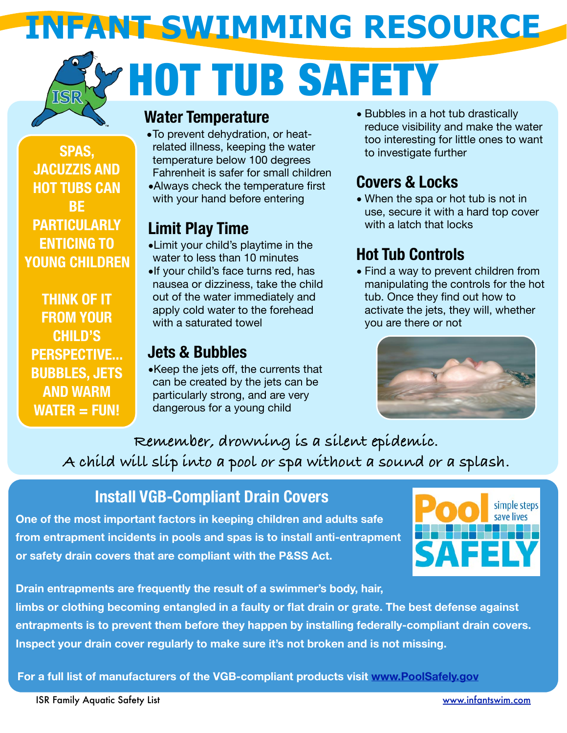# INFANT SWIMMING RESOURCE

# HOT TUB SAFETY

**SPAS, JACUZZIS AND HOT TUBS CAN BE PARTICULARLY ENTICING TO YOUNG CHILDREN**

**THINK OF IT FROM YOUR CHILD'S PERSPECTIVE... BUBBLES, JETS AND WARM WATER = FUN!**

## Water Temperature

- To prevent dehydration, or heat-related illness, keeping the water temperature below 100 degrees Fahrenheit is safer for small children
- Always check the temperature first with your hand before entering

## Limit Play Time

- Limit your child's playtime in the water to less than 10 minutes
- If your child's face turns red, has nausea or dizziness, take the child out of the water immediately and apply cold water to the forehead with a saturated towel

## Jets & Bubbles

- Keep the jets off, the currents that can be created by the jets can be particularly strong, and are very dangerous for a young child
- Bubbles in a hot tub drastically reduce visibility and make the water too interesting for little ones to want to investigate further

## Covers & Locks

- When the spa or hot tub is not in use, secure it with a hard top cover with a latch that locks

## Hot Tub Controls

- Find a way to prevent children from manipulating the controls for the hot tub. Once they find out how to activate the jets, they will, whether you are there or not

*Remember, drowning is a silent epidemic.*
*A child will slip into a pool or spa without a sound or a splash.*

## Install VGB-Compliant Drain Covers

**One of the most important factors in keeping children and adults safe from entrapment incidents in pools and spas is to install anti-entrapment or safety drain covers that are compliant with the P&SS Act.**

Pool SAFELY — simple steps save lives

**Drain entrapments are frequently the result of a swimmer's body, hair, limbs or clothing becoming entangled in a faulty or flat drain or grate. The best defense against entrapments is to prevent them before they happen by installing federally-compliant drain covers. Inspect your drain cover regularly to make sure it's not broken and is not missing.**

**For a full list of manufacturers of the VGB-compliant products visit www.PoolSafely.gov**

ISR Family Aquatic Safety List www.infantswim.com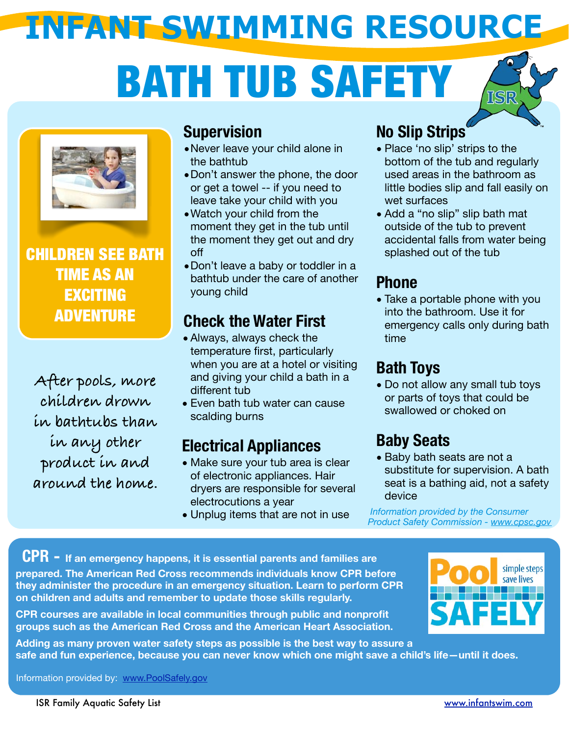# INFANT SWIMMING RESOURCE

# BATH TUB SAFETY

**CHILDREN SEE BATH TIME AS AN EXCITING ADVENTURE**

*After pools, more children drown in bathtubs than in any other product in and around the home.*

## Supervision

- Never leave your child alone in the bathtub
- Don't answer the phone, the door or get a towel -- if you need to leave take your child with you
- Watch your child from the moment they get in the tub until the moment they get out and dry off
- Don't leave a baby or toddler in a bathtub under the care of another young child

## Check the Water First

- Always, always check the temperature first, particularly when you are at a hotel or visiting and giving your child a bath in a different tub
- Even bath tub water can cause scalding burns

## Electrical Appliances

- Make sure your tub area is clear of electronic appliances. Hair dryers are responsible for several electrocutions a year
- Unplug items that are not in use

## No Slip Strips

- Place 'no slip' strips to the bottom of the tub and regularly used areas in the bathroom as little bodies slip and fall easily on wet surfaces
- Add a "no slip" slip bath mat outside of the tub to prevent accidental falls from water being splashed out of the tub

## Phone

- Take a portable phone with you into the bathroom. Use it for emergency calls only during bath time

## Bath Toys

- Do not allow any small tub toys or parts of toys that could be swallowed or choked on

## Baby Seats

- Baby bath seats are not a substitute for supervision. A bath seat is a bathing aid, not a safety device

*Information provided by the Consumer Product Safety Commission - www.cpsc.gov*

**CPR - If an emergency happens, it is essential parents and families are prepared. The American Red Cross recommends individuals know CPR before they administer the procedure in an emergency situation. Learn to perform CPR on children and adults and remember to update those skills regularly.**

**CPR courses are available in local communities through public and nonprofit groups such as the American Red Cross and the American Heart Association.**

**Adding as many proven water safety steps as possible is the best way to assure a safe and fun experience, because you can never know which one might save a child's life—until it does.**

Pool SAFELY — simple steps save lives

Information provided by: www.PoolSafely.gov

ISR Family Aquatic Safety List www.infantswim.com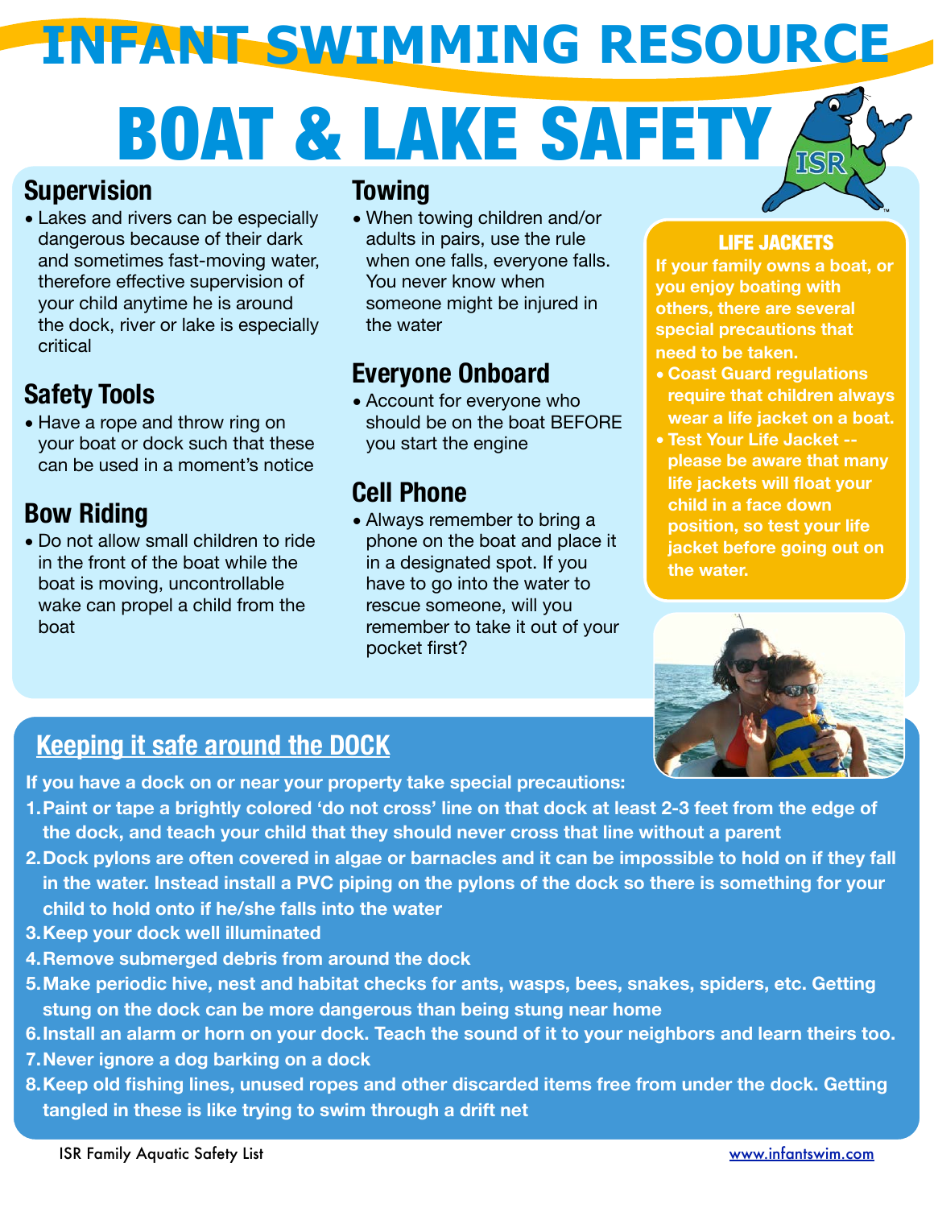# INFANT SWIMMING RESOURCE

# BOAT & LAKE SAFETY

## Supervision

- Lakes and rivers can be especially dangerous because of their dark and sometimes fast-moving water, therefore effective supervision of your child anytime he is around the dock, river or lake is especially critical

## Safety Tools

- Have a rope and throw ring on your boat or dock such that these can be used in a moment's notice

## Bow Riding

- Do not allow small children to ride in the front of the boat while the boat is moving, uncontrollable wake can propel a child from the boat

## Towing

- When towing children and/or adults in pairs, use the rule when one falls, everyone falls. You never know when someone might be injured in the water

## Everyone Onboard

- Account for everyone who should be on the boat BEFORE you start the engine

## Cell Phone

- Always remember to bring a phone on the boat and place it in a designated spot. If you have to go into the water to rescue someone, will you remember to take it out of your pocket first?

## LIFE JACKETS

**If your family owns a boat, or you enjoy boating with others, there are several special precautions that need to be taken.**

- **Coast Guard regulations require that children always wear a life jacket on a boat.**
- **Test Your Life Jacket -- please be aware that many life jackets will float your child in a face down position, so test your life jacket before going out on the water.**

## Keeping it safe around the DOCK

**If you have a dock on or near your property take special precautions:**

1. **Paint or tape a brightly colored 'do not cross' line on that dock at least 2-3 feet from the edge of the dock, and teach your child that they should never cross that line without a parent**
2. **Dock pylons are often covered in algae or barnacles and it can be impossible to hold on if they fall in the water. Instead install a PVC piping on the pylons of the dock so there is something for your child to hold onto if he/she falls into the water**
3. **Keep your dock well illuminated**
4. **Remove submerged debris from around the dock**
5. **Make periodic hive, nest and habitat checks for ants, wasps, bees, snakes, spiders, etc. Getting stung on the dock can be more dangerous than being stung near home**
6. **Install an alarm or horn on your dock. Teach the sound of it to your neighbors and learn theirs too.**
7. **Never ignore a dog barking on a dock**
8. **Keep old fishing lines, unused ropes and other discarded items free from under the dock. Getting tangled in these is like trying to swim through a drift net**

ISR Family Aquatic Safety List — www.infantswim.com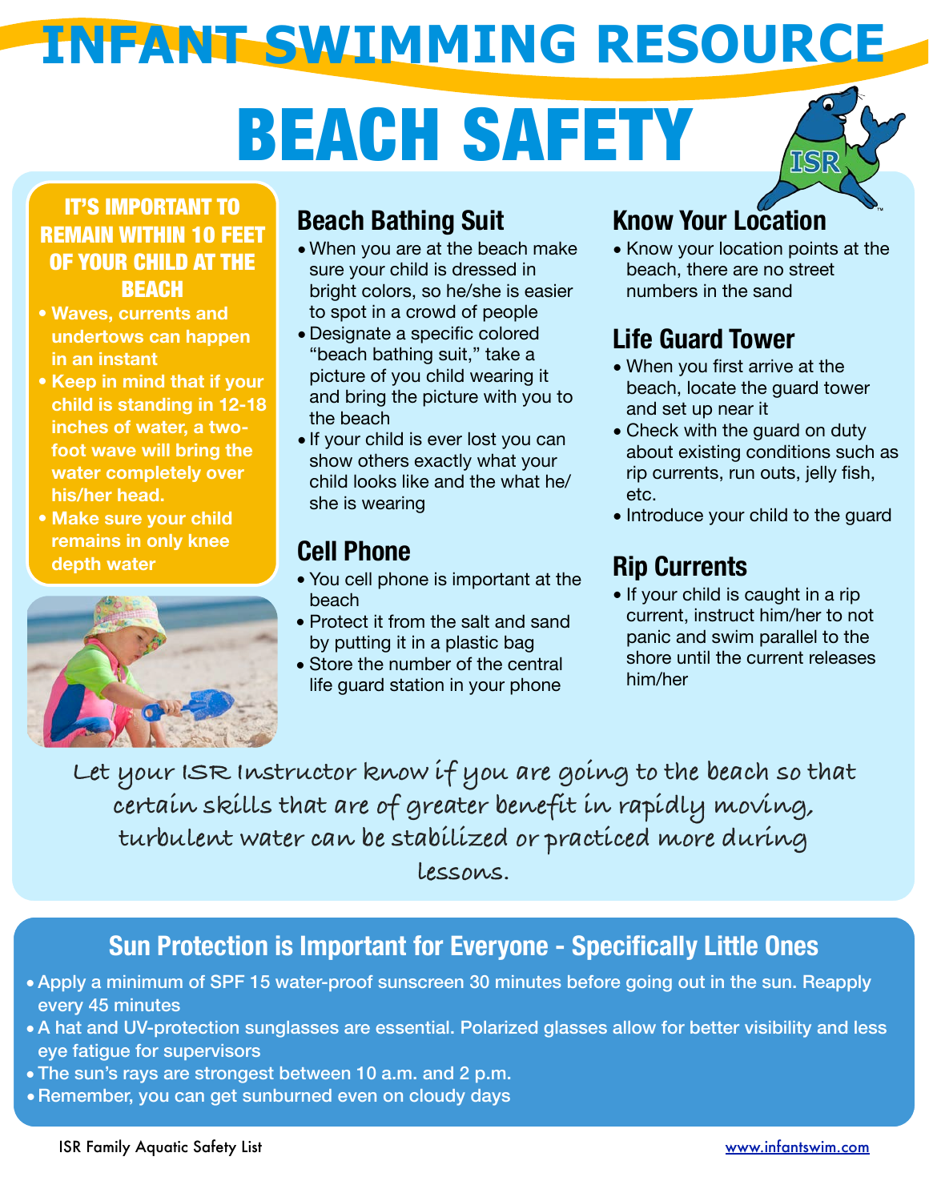# INFANT SWIMMING RESOURCE

# BEACH SAFETY

### IT'S IMPORTANT TO REMAIN WITHIN 10 FEET OF YOUR CHILD AT THE BEACH

- **Waves, currents and undertows can happen in an instant**
- **Keep in mind that if your child is standing in 12-18 inches of water, a two-foot wave will bring the water completely over his/her head.**
- **Make sure your child remains in only knee depth water**

## Beach Bathing Suit

- When you are at the beach make sure your child is dressed in bright colors, so he/she is easier to spot in a crowd of people
- Designate a specific colored "beach bathing suit," take a picture of you child wearing it and bring the picture with you to the beach
- If your child is ever lost you can show others exactly what your child looks like and the what he/she is wearing

## Cell Phone

- You cell phone is important at the beach
- Protect it from the salt and sand by putting it in a plastic bag
- Store the number of the central life guard station in your phone

## Know Your Location

- Know your location points at the beach, there are no street numbers in the sand

## Life Guard Tower

- When you first arrive at the beach, locate the guard tower and set up near it
- Check with the guard on duty about existing conditions such as rip currents, run outs, jelly fish, etc.
- Introduce your child to the guard

## Rip Currents

- If your child is caught in a rip current, instruct him/her to not panic and swim parallel to the shore until the current releases him/her

*Let your ISR Instructor know if you are going to the beach so that certain skills that are of greater benefit in rapidly moving, turbulent water can be stabilized or practiced more during lessons.*

## Sun Protection is Important for Everyone - Specifically Little Ones

- Apply a minimum of SPF 15 water-proof sunscreen 30 minutes before going out in the sun. Reapply every 45 minutes
- A hat and UV-protection sunglasses are essential. Polarized glasses allow for better visibility and less eye fatigue for supervisors
- The sun's rays are strongest between 10 a.m. and 2 p.m.
- Remember, you can get sunburned even on cloudy days

ISR Family Aquatic Safety List

www.infantswim.com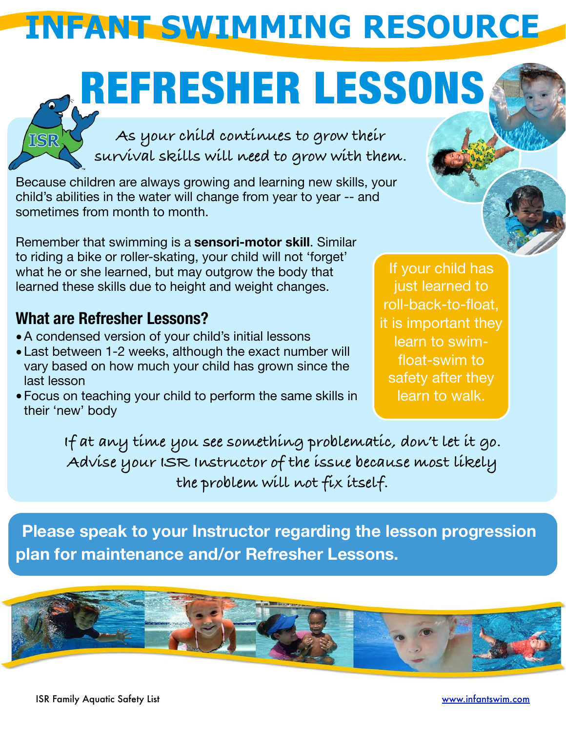# INFANT SWIMMING RESOURCE

# REFRESHER LESSONS

*As your child continues to grow their survival skills will need to grow with them.*

Because children are always growing and learning new skills, your child's abilities in the water will change from year to year -- and sometimes from month to month.

Remember that swimming is a **sensori-motor skill**. Similar to riding a bike or roller-skating, your child will not 'forget' what he or she learned, but may outgrow the body that learned these skills due to height and weight changes.

## What are Refresher Lessons?

- A condensed version of your child's initial lessons
- Last between 1-2 weeks, although the exact number will vary based on how much your child has grown since the last lesson
- Focus on teaching your child to perform the same skills in their 'new' body

If your child has just learned to roll-back-to-float, it is important they learn to swim-float-swim to safety after they learn to walk.

*If at any time you see something problematic, don't let it go. Advise your ISR Instructor of the issue because most likely the problem will not fix itself.*

**Please speak to your Instructor regarding the lesson progression plan for maintenance and/or Refresher Lessons.**

ISR Family Aquatic Safety List

www.infantswim.com